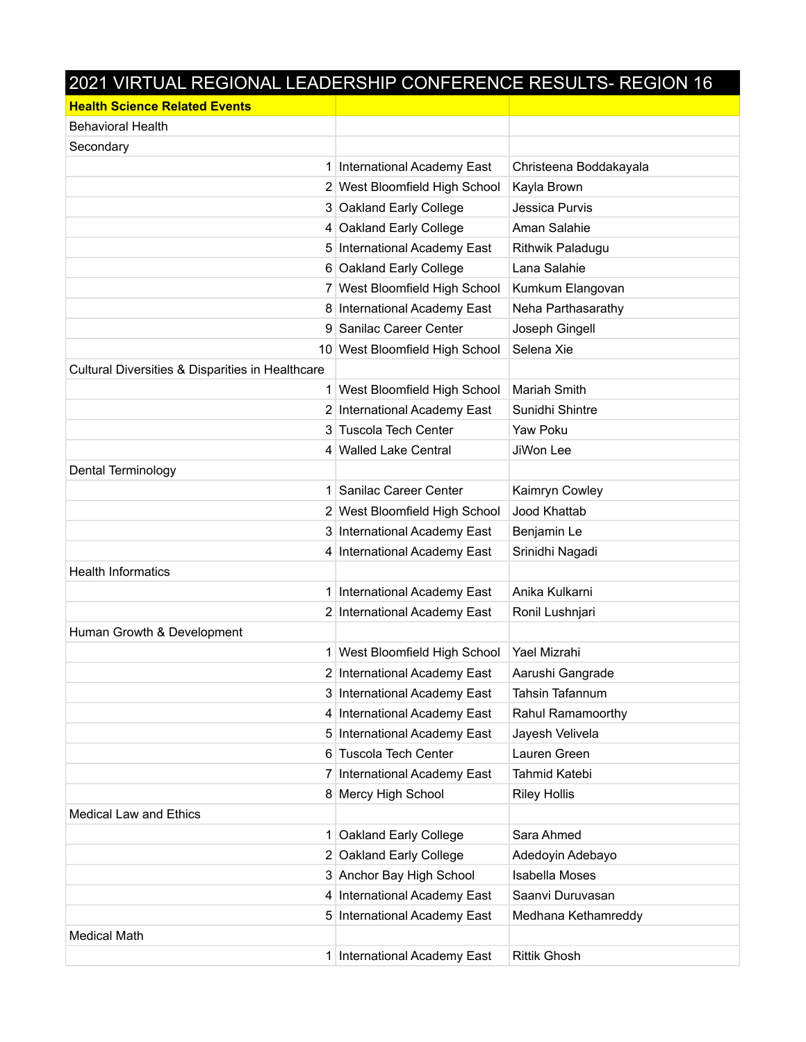# 2021 VIRTUAL REGIONAL LEADERSHIP CONFERENCE RESULTS- REGION 16

| **Health Science Related Events** | | |
|---|---|---|
| Behavioral Health | | |
| Secondary | | |
| 1 | International Academy East | Christeena Boddakayala |
| 2 | West Bloomfield High School | Kayla Brown |
| 3 | Oakland Early College | Jessica Purvis |
| 4 | Oakland Early College | Aman Salahie |
| 5 | International Academy East | Rithwik Paladugu |
| 6 | Oakland Early College | Lana Salahie |
| 7 | West Bloomfield High School | Kumkum Elangovan |
| 8 | International Academy East | Neha Parthasarathy |
| 9 | Sanilac Career Center | Joseph Gingell |
| 10 | West Bloomfield High School | Selena Xie |
| Cultural Diversities & Disparities in Healthcare | | |
| 1 | West Bloomfield High School | Mariah Smith |
| 2 | International Academy East | Sunidhi Shintre |
| 3 | Tuscola Tech Center | Yaw Poku |
| 4 | Walled Lake Central | JiWon Lee |
| Dental Terminology | | |
| 1 | Sanilac Career Center | Kaimryn Cowley |
| 2 | West Bloomfield High School | Jood Khattab |
| 3 | International Academy East | Benjamin Le |
| 4 | International Academy East | Srinidhi Nagadi |
| Health Informatics | | |
| 1 | International Academy East | Anika Kulkarni |
| 2 | International Academy East | Ronil Lushnjari |
| Human Growth & Development | | |
| 1 | West Bloomfield High School | Yael Mizrahi |
| 2 | International Academy East | Aarushi Gangrade |
| 3 | International Academy East | Tahsin Tafannum |
| 4 | International Academy East | Rahul Ramamoorthy |
| 5 | International Academy East | Jayesh Velivela |
| 6 | Tuscola Tech Center | Lauren Green |
| 7 | International Academy East | Tahmid Katebi |
| 8 | Mercy High School | Riley Hollis |
| Medical Law and Ethics | | |
| 1 | Oakland Early College | Sara Ahmed |
| 2 | Oakland Early College | Adedoyin Adebayo |
| 3 | Anchor Bay High School | Isabella Moses |
| 4 | International Academy East | Saanvi Duruvasan |
| 5 | International Academy East | Medhana Kethamreddy |
| Medical Math | | |
| 1 | International Academy East | Rittik Ghosh |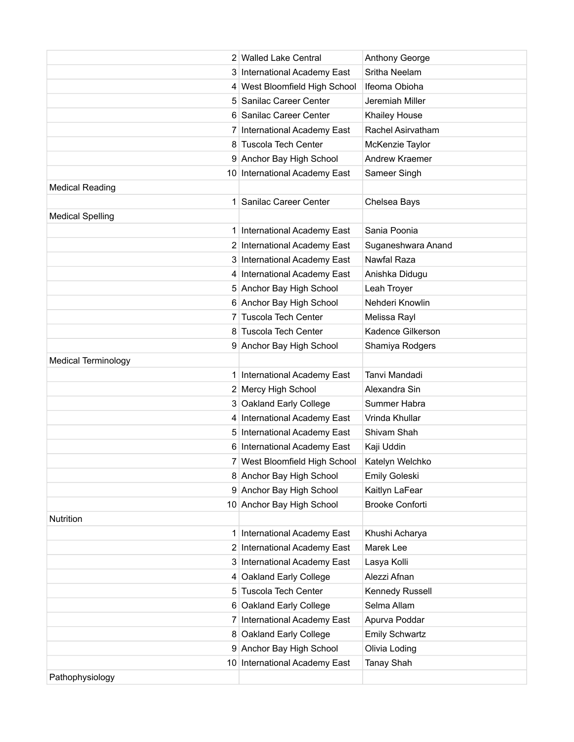| | | |
|---|---|---|
| 2 | Walled Lake Central | Anthony George |
| 3 | International Academy East | Sritha Neelam |
| 4 | West Bloomfield High School | Ifeoma Obioha |
| 5 | Sanilac Career Center | Jeremiah Miller |
| 6 | Sanilac Career Center | Khailey House |
| 7 | International Academy East | Rachel Asirvatham |
| 8 | Tuscola Tech Center | McKenzie Taylor |
| 9 | Anchor Bay High School | Andrew Kraemer |
| 10 | International Academy East | Sameer Singh |
| Medical Reading | | |
| 1 | Sanilac Career Center | Chelsea Bays |
| Medical Spelling | | |
| 1 | International Academy East | Sania Poonia |
| 2 | International Academy East | Suganeshwara Anand |
| 3 | International Academy East | Nawfal Raza |
| 4 | International Academy East | Anishka Didugu |
| 5 | Anchor Bay High School | Leah Troyer |
| 6 | Anchor Bay High School | Nehderi Knowlin |
| 7 | Tuscola Tech Center | Melissa Rayl |
| 8 | Tuscola Tech Center | Kadence Gilkerson |
| 9 | Anchor Bay High School | Shamiya Rodgers |
| Medical Terminology | | |
| 1 | International Academy East | Tanvi Mandadi |
| 2 | Mercy High School | Alexandra Sin |
| 3 | Oakland Early College | Summer Habra |
| 4 | International Academy East | Vrinda Khullar |
| 5 | International Academy East | Shivam Shah |
| 6 | International Academy East | Kaji Uddin |
| 7 | West Bloomfield High School | Katelyn Welchko |
| 8 | Anchor Bay High School | Emily Goleski |
| 9 | Anchor Bay High School | Kaitlyn LaFear |
| 10 | Anchor Bay High School | Brooke Conforti |
| Nutrition | | |
| 1 | International Academy East | Khushi Acharya |
| 2 | International Academy East | Marek Lee |
| 3 | International Academy East | Lasya Kolli |
| 4 | Oakland Early College | Alezzi Afnan |
| 5 | Tuscola Tech Center | Kennedy Russell |
| 6 | Oakland Early College | Selma Allam |
| 7 | International Academy East | Apurva Poddar |
| 8 | Oakland Early College | Emily Schwartz |
| 9 | Anchor Bay High School | Olivia Loding |
| 10 | International Academy East | Tanay Shah |
| Pathophysiology | | |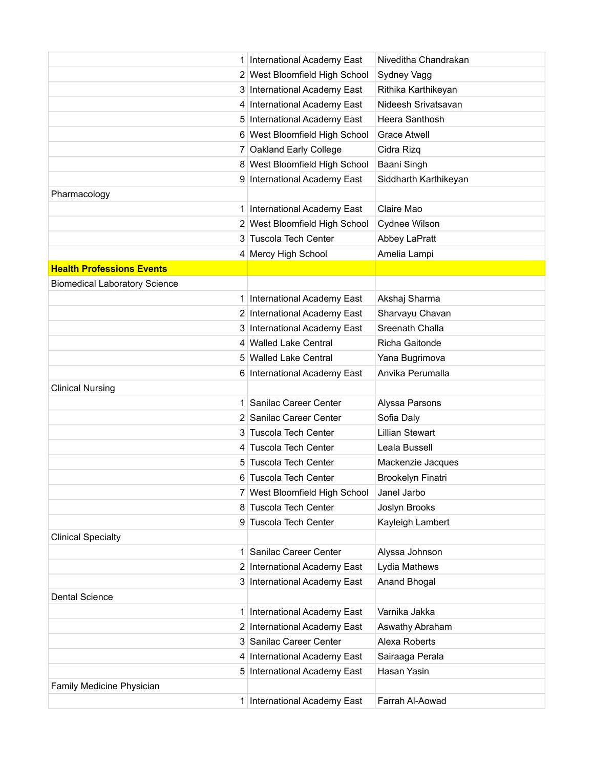| | | |
|---|---|---|
| 1 | International Academy East | Niveditha Chandrakan |
| 2 | West Bloomfield High School | Sydney Vagg |
| 3 | International Academy East | Rithika Karthikeyan |
| 4 | International Academy East | Nideesh Srivatsavan |
| 5 | International Academy East | Heera Santhosh |
| 6 | West Bloomfield High School | Grace Atwell |
| 7 | Oakland Early College | Cidra Rizq |
| 8 | West Bloomfield High School | Baani Singh |
| 9 | International Academy East | Siddharth Karthikeyan |
| Pharmacology | | |
| 1 | International Academy East | Claire Mao |
| 2 | West Bloomfield High School | Cydnee Wilson |
| 3 | Tuscola Tech Center | Abbey LaPratt |
| 4 | Mercy High School | Amelia Lampi |
| **Health Professions Events** | | |
| Biomedical Laboratory Science | | |
| 1 | International Academy East | Akshaj Sharma |
| 2 | International Academy East | Sharvayu Chavan |
| 3 | International Academy East | Sreenath Challa |
| 4 | Walled Lake Central | Richa Gaitonde |
| 5 | Walled Lake Central | Yana Bugrimova |
| 6 | International Academy East | Anvika Perumalla |
| Clinical Nursing | | |
| 1 | Sanilac Career Center | Alyssa Parsons |
| 2 | Sanilac Career Center | Sofia Daly |
| 3 | Tuscola Tech Center | Lillian Stewart |
| 4 | Tuscola Tech Center | Leala Bussell |
| 5 | Tuscola Tech Center | Mackenzie Jacques |
| 6 | Tuscola Tech Center | Brookelyn Finatri |
| 7 | West Bloomfield High School | Janel Jarbo |
| 8 | Tuscola Tech Center | Joslyn Brooks |
| 9 | Tuscola Tech Center | Kayleigh Lambert |
| Clinical Specialty | | |
| 1 | Sanilac Career Center | Alyssa Johnson |
| 2 | International Academy East | Lydia Mathews |
| 3 | International Academy East | Anand Bhogal |
| Dental Science | | |
| 1 | International Academy East | Varnika Jakka |
| 2 | International Academy East | Aswathy Abraham |
| 3 | Sanilac Career Center | Alexa Roberts |
| 4 | International Academy East | Sairaaga Perala |
| 5 | International Academy East | Hasan Yasin |
| Family Medicine Physician | | |
| 1 | International Academy East | Farrah Al-Aowad |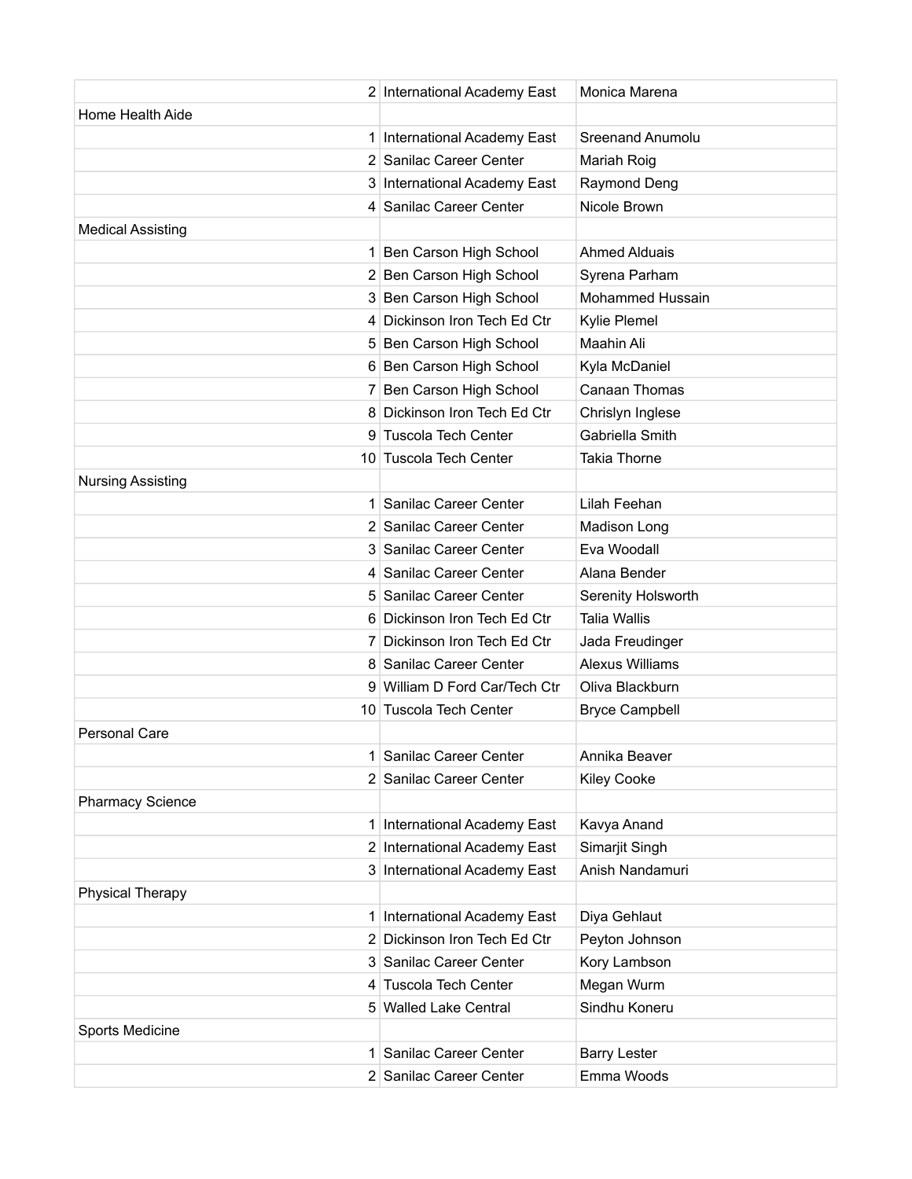| | | |
|---|---|---|
| 2 | International Academy East | Monica Marena |
| Home Health Aide | | |
| 1 | International Academy East | Sreenand Anumolu |
| 2 | Sanilac Career Center | Mariah Roig |
| 3 | International Academy East | Raymond Deng |
| 4 | Sanilac Career Center | Nicole Brown |
| Medical Assisting | | |
| 1 | Ben Carson High School | Ahmed Alduais |
| 2 | Ben Carson High School | Syrena Parham |
| 3 | Ben Carson High School | Mohammed Hussain |
| 4 | Dickinson Iron Tech Ed Ctr | Kylie Plemel |
| 5 | Ben Carson High School | Maahin Ali |
| 6 | Ben Carson High School | Kyla McDaniel |
| 7 | Ben Carson High School | Canaan Thomas |
| 8 | Dickinson Iron Tech Ed Ctr | Chrislyn Inglese |
| 9 | Tuscola Tech Center | Gabriella Smith |
| 10 | Tuscola Tech Center | Takia Thorne |
| Nursing Assisting | | |
| 1 | Sanilac Career Center | Lilah Feehan |
| 2 | Sanilac Career Center | Madison Long |
| 3 | Sanilac Career Center | Eva Woodall |
| 4 | Sanilac Career Center | Alana Bender |
| 5 | Sanilac Career Center | Serenity Holsworth |
| 6 | Dickinson Iron Tech Ed Ctr | Talia Wallis |
| 7 | Dickinson Iron Tech Ed Ctr | Jada Freudinger |
| 8 | Sanilac Career Center | Alexus Williams |
| 9 | William D Ford Car/Tech Ctr | Oliva Blackburn |
| 10 | Tuscola Tech Center | Bryce Campbell |
| Personal Care | | |
| 1 | Sanilac Career Center | Annika Beaver |
| 2 | Sanilac Career Center | Kiley Cooke |
| Pharmacy Science | | |
| 1 | International Academy East | Kavya Anand |
| 2 | International Academy East | Simarjit Singh |
| 3 | International Academy East | Anish Nandamuri |
| Physical Therapy | | |
| 1 | International Academy East | Diya Gehlaut |
| 2 | Dickinson Iron Tech Ed Ctr | Peyton Johnson |
| 3 | Sanilac Career Center | Kory Lambson |
| 4 | Tuscola Tech Center | Megan Wurm |
| 5 | Walled Lake Central | Sindhu Koneru |
| Sports Medicine | | |
| 1 | Sanilac Career Center | Barry Lester |
| 2 | Sanilac Career Center | Emma Woods |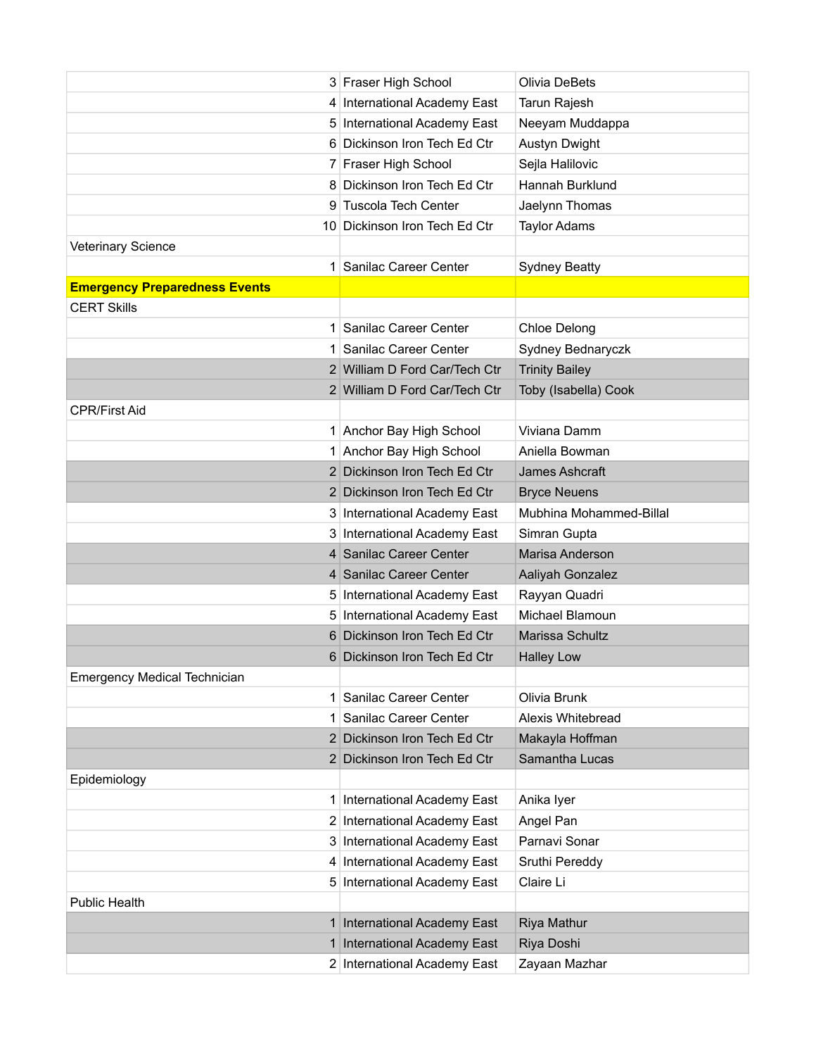| | | |
|---|---|---|
| 3 | Fraser High School | Olivia DeBets |
| 4 | International Academy East | Tarun Rajesh |
| 5 | International Academy East | Neeyam Muddappa |
| 6 | Dickinson Iron Tech Ed Ctr | Austyn Dwight |
| 7 | Fraser High School | Sejla Halilovic |
| 8 | Dickinson Iron Tech Ed Ctr | Hannah Burklund |
| 9 | Tuscola Tech Center | Jaelynn Thomas |
| 10 | Dickinson Iron Tech Ed Ctr | Taylor Adams |
| Veterinary Science | | |
| 1 | Sanilac Career Center | Sydney Beatty |
| **Emergency Preparedness Events** | | |
| CERT Skills | | |
| 1 | Sanilac Career Center | Chloe Delong |
| 1 | Sanilac Career Center | Sydney Bednaryczk |
| 2 | William D Ford Car/Tech Ctr | Trinity Bailey |
| 2 | William D Ford Car/Tech Ctr | Toby (Isabella) Cook |
| CPR/First Aid | | |
| 1 | Anchor Bay High School | Viviana Damm |
| 1 | Anchor Bay High School | Aniella Bowman |
| 2 | Dickinson Iron Tech Ed Ctr | James Ashcraft |
| 2 | Dickinson Iron Tech Ed Ctr | Bryce Neuens |
| 3 | International Academy East | Mubhina Mohammed-Billal |
| 3 | International Academy East | Simran Gupta |
| 4 | Sanilac Career Center | Marisa Anderson |
| 4 | Sanilac Career Center | Aaliyah Gonzalez |
| 5 | International Academy East | Rayyan Quadri |
| 5 | International Academy East | Michael Blamoun |
| 6 | Dickinson Iron Tech Ed Ctr | Marissa Schultz |
| 6 | Dickinson Iron Tech Ed Ctr | Halley Low |
| Emergency Medical Technician | | |
| 1 | Sanilac Career Center | Olivia Brunk |
| 1 | Sanilac Career Center | Alexis Whitebread |
| 2 | Dickinson Iron Tech Ed Ctr | Makayla Hoffman |
| 2 | Dickinson Iron Tech Ed Ctr | Samantha Lucas |
| Epidemiology | | |
| 1 | International Academy East | Anika Iyer |
| 2 | International Academy East | Angel Pan |
| 3 | International Academy East | Parnavi Sonar |
| 4 | International Academy East | Sruthi Pereddy |
| 5 | International Academy East | Claire Li |
| Public Health | | |
| 1 | International Academy East | Riya Mathur |
| 1 | International Academy East | Riya Doshi |
| 2 | International Academy East | Zayaan Mazhar |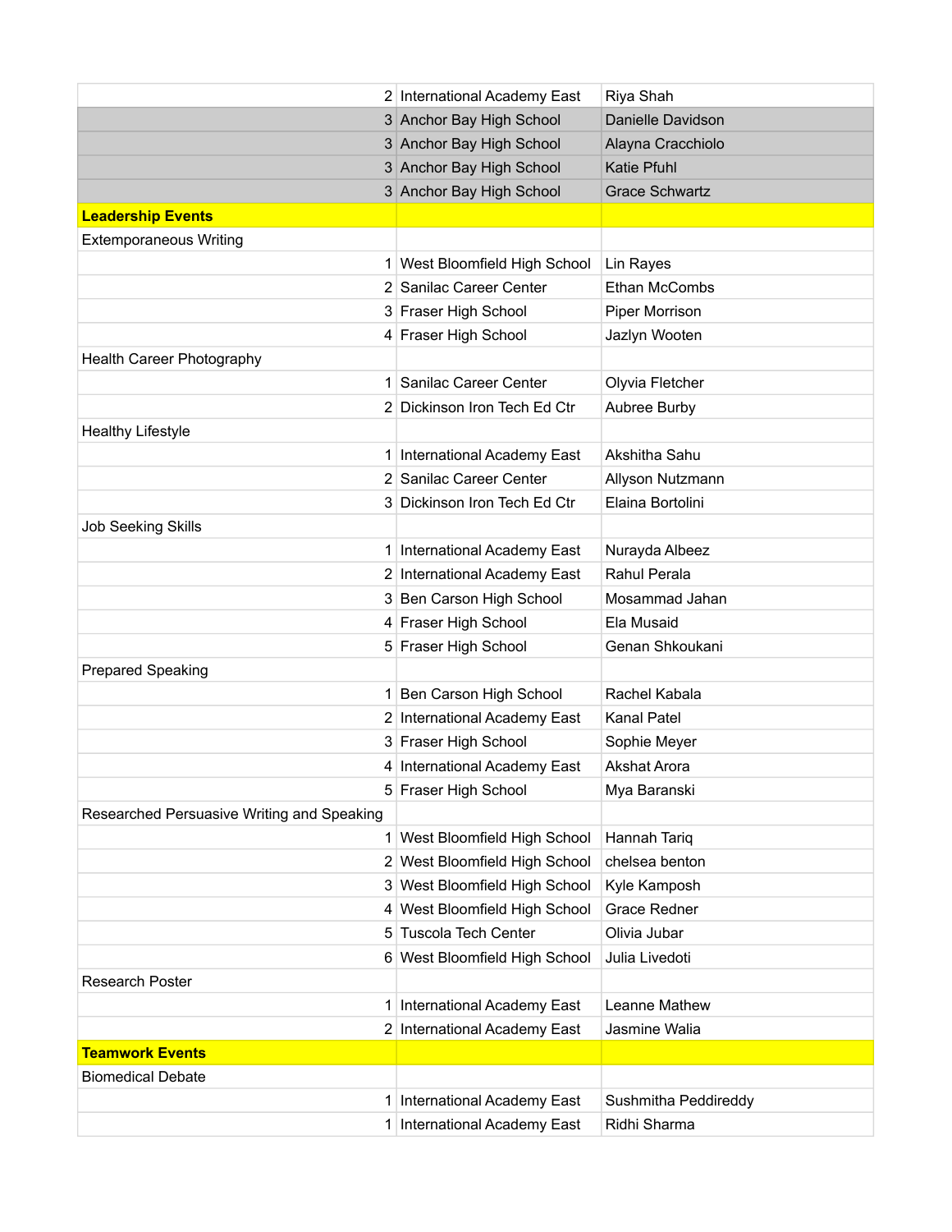| | | |
|---|---|---|
| 2 | International Academy East | Riya Shah |
| 3 | Anchor Bay High School | Danielle Davidson |
| 3 | Anchor Bay High School | Alayna Cracchiolo |
| 3 | Anchor Bay High School | Katie Pfuhl |
| 3 | Anchor Bay High School | Grace Schwartz |
| **Leadership Events** | | |
| Extemporaneous Writing | | |
| 1 | West Bloomfield High School | Lin Rayes |
| 2 | Sanilac Career Center | Ethan McCombs |
| 3 | Fraser High School | Piper Morrison |
| 4 | Fraser High School | Jazlyn Wooten |
| Health Career Photography | | |
| 1 | Sanilac Career Center | Olyvia Fletcher |
| 2 | Dickinson Iron Tech Ed Ctr | Aubree Burby |
| Healthy Lifestyle | | |
| 1 | International Academy East | Akshitha Sahu |
| 2 | Sanilac Career Center | Allyson Nutzmann |
| 3 | Dickinson Iron Tech Ed Ctr | Elaina Bortolini |
| Job Seeking Skills | | |
| 1 | International Academy East | Nurayda Albeez |
| 2 | International Academy East | Rahul Perala |
| 3 | Ben Carson High School | Mosammad Jahan |
| 4 | Fraser High School | Ela Musaid |
| 5 | Fraser High School | Genan Shkoukani |
| Prepared Speaking | | |
| 1 | Ben Carson High School | Rachel Kabala |
| 2 | International Academy East | Kanal Patel |
| 3 | Fraser High School | Sophie Meyer |
| 4 | International Academy East | Akshat Arora |
| 5 | Fraser High School | Mya Baranski |
| Researched Persuasive Writing and Speaking | | |
| 1 | West Bloomfield High School | Hannah Tariq |
| 2 | West Bloomfield High School | chelsea benton |
| 3 | West Bloomfield High School | Kyle Kamposh |
| 4 | West Bloomfield High School | Grace Redner |
| 5 | Tuscola Tech Center | Olivia Jubar |
| 6 | West Bloomfield High School | Julia Livedoti |
| Research Poster | | |
| 1 | International Academy East | Leanne Mathew |
| 2 | International Academy East | Jasmine Walia |
| **Teamwork Events** | | |
| Biomedical Debate | | |
| 1 | International Academy East | Sushmitha Peddireddy |
| 1 | International Academy East | Ridhi Sharma |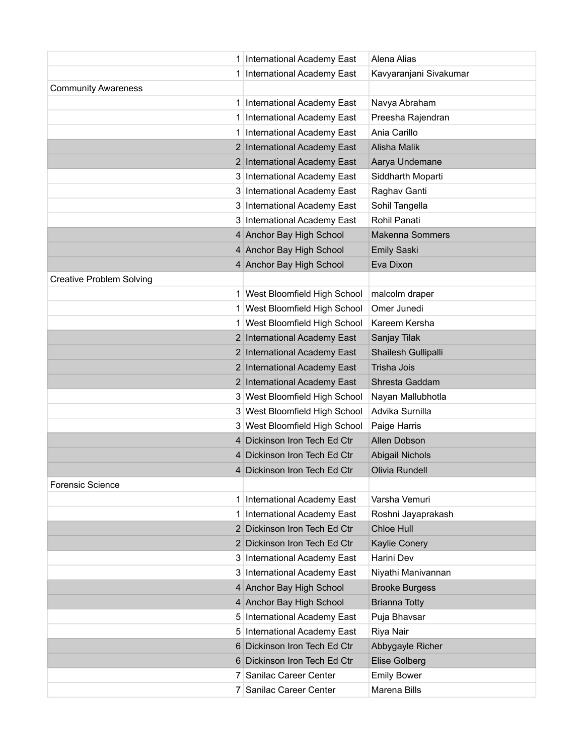| | | |
|---|---|---|
| 1 | International Academy East | Alena Alias |
| 1 | International Academy East | Kavyaranjani Sivakumar |
| Community Awareness | | |
| 1 | International Academy East | Navya Abraham |
| 1 | International Academy East | Preesha Rajendran |
| 1 | International Academy East | Ania Carillo |
| 2 | International Academy East | Alisha Malik |
| 2 | International Academy East | Aarya Undemane |
| 3 | International Academy East | Siddharth Moparti |
| 3 | International Academy East | Raghav Ganti |
| 3 | International Academy East | Sohil Tangella |
| 3 | International Academy East | Rohil Panati |
| 4 | Anchor Bay High School | Makenna Sommers |
| 4 | Anchor Bay High School | Emily Saski |
| 4 | Anchor Bay High School | Eva Dixon |
| Creative Problem Solving | | |
| 1 | West Bloomfield High School | malcolm draper |
| 1 | West Bloomfield High School | Omer Junedi |
| 1 | West Bloomfield High School | Kareem Kersha |
| 2 | International Academy East | Sanjay Tilak |
| 2 | International Academy East | Shailesh Gullipalli |
| 2 | International Academy East | Trisha Jois |
| 2 | International Academy East | Shresta Gaddam |
| 3 | West Bloomfield High School | Nayan Mallubhotla |
| 3 | West Bloomfield High School | Advika Surnilla |
| 3 | West Bloomfield High School | Paige Harris |
| 4 | Dickinson Iron Tech Ed Ctr | Allen Dobson |
| 4 | Dickinson Iron Tech Ed Ctr | Abigail Nichols |
| 4 | Dickinson Iron Tech Ed Ctr | Olivia Rundell |
| Forensic Science | | |
| 1 | International Academy East | Varsha Vemuri |
| 1 | International Academy East | Roshni Jayaprakash |
| 2 | Dickinson Iron Tech Ed Ctr | Chloe Hull |
| 2 | Dickinson Iron Tech Ed Ctr | Kaylie Conery |
| 3 | International Academy East | Harini Dev |
| 3 | International Academy East | Niyathi Manivannan |
| 4 | Anchor Bay High School | Brooke Burgess |
| 4 | Anchor Bay High School | Brianna Totty |
| 5 | International Academy East | Puja Bhavsar |
| 5 | International Academy East | Riya Nair |
| 6 | Dickinson Iron Tech Ed Ctr | Abbygayle Richer |
| 6 | Dickinson Iron Tech Ed Ctr | Elise Golberg |
| 7 | Sanilac Career Center | Emily Bower |
| 7 | Sanilac Career Center | Marena Bills |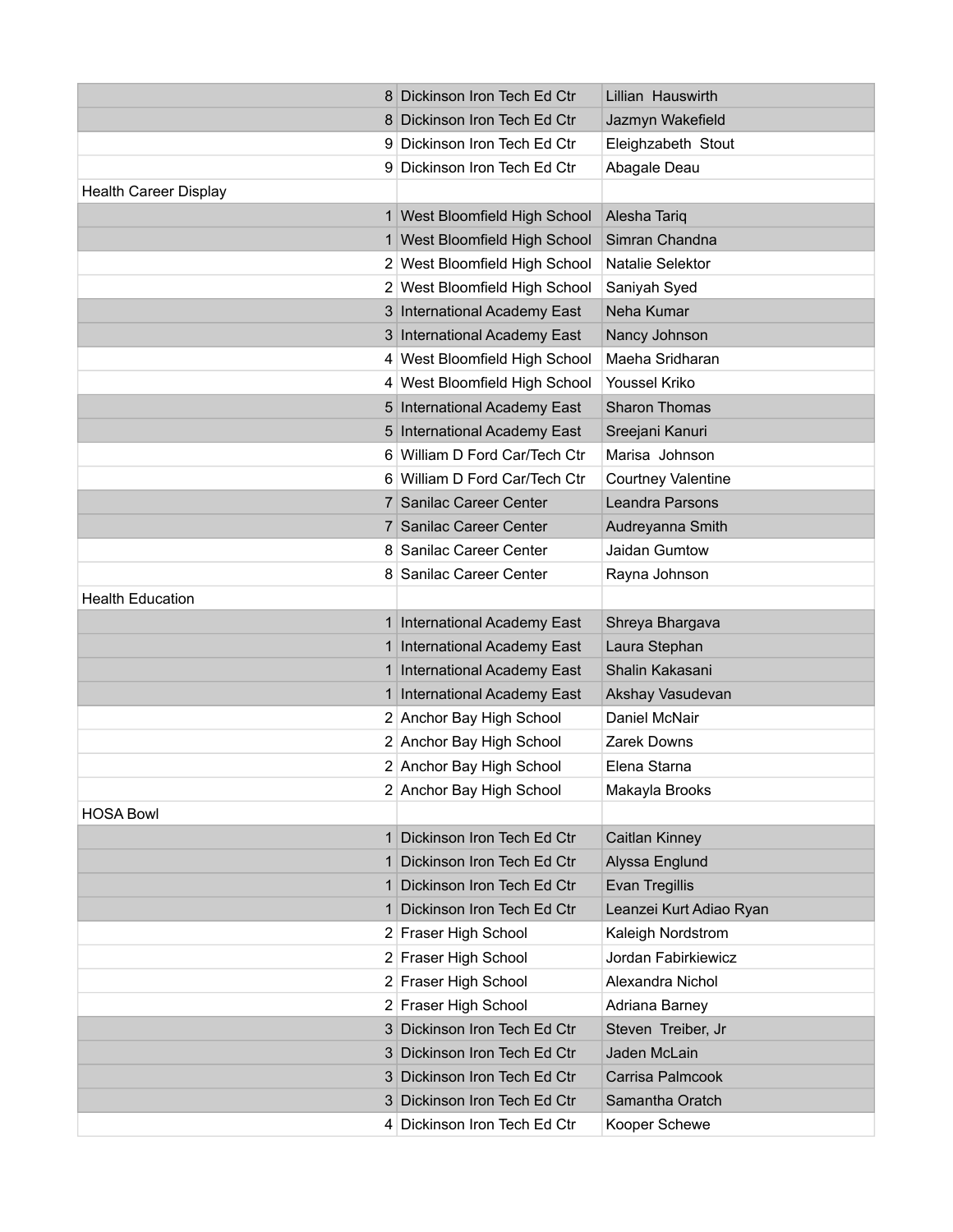| | | |
|---|---|---|
| 8 | Dickinson Iron Tech Ed Ctr | Lillian  Hauswirth |
| 8 | Dickinson Iron Tech Ed Ctr | Jazmyn Wakefield |
| 9 | Dickinson Iron Tech Ed Ctr | Eleighzabeth  Stout |
| 9 | Dickinson Iron Tech Ed Ctr | Abagale Deau |
| Health Career Display | | |
| 1 | West Bloomfield High School | Alesha Tariq |
| 1 | West Bloomfield High School | Simran Chandna |
| 2 | West Bloomfield High School | Natalie Selektor |
| 2 | West Bloomfield High School | Saniyah Syed |
| 3 | International Academy East | Neha Kumar |
| 3 | International Academy East | Nancy Johnson |
| 4 | West Bloomfield High School | Maeha Sridharan |
| 4 | West Bloomfield High School | Youssel Kriko |
| 5 | International Academy East | Sharon Thomas |
| 5 | International Academy East | Sreejani Kanuri |
| 6 | William D Ford Car/Tech Ctr | Marisa  Johnson |
| 6 | William D Ford Car/Tech Ctr | Courtney Valentine |
| 7 | Sanilac Career Center | Leandra Parsons |
| 7 | Sanilac Career Center | Audreyanna Smith |
| 8 | Sanilac Career Center | Jaidan Gumtow |
| 8 | Sanilac Career Center | Rayna Johnson |
| Health Education | | |
| 1 | International Academy East | Shreya Bhargava |
| 1 | International Academy East | Laura Stephan |
| 1 | International Academy East | Shalin Kakasani |
| 1 | International Academy East | Akshay Vasudevan |
| 2 | Anchor Bay High School | Daniel McNair |
| 2 | Anchor Bay High School | Zarek Downs |
| 2 | Anchor Bay High School | Elena Starna |
| 2 | Anchor Bay High School | Makayla Brooks |
| HOSA Bowl | | |
| 1 | Dickinson Iron Tech Ed Ctr | Caitlan Kinney |
| 1 | Dickinson Iron Tech Ed Ctr | Alyssa Englund |
| 1 | Dickinson Iron Tech Ed Ctr | Evan Tregillis |
| 1 | Dickinson Iron Tech Ed Ctr | Leanzei Kurt Adiao Ryan |
| 2 | Fraser High School | Kaleigh Nordstrom |
| 2 | Fraser High School | Jordan Fabirkiewicz |
| 2 | Fraser High School | Alexandra Nichol |
| 2 | Fraser High School | Adriana Barney |
| 3 | Dickinson Iron Tech Ed Ctr | Steven  Treiber, Jr |
| 3 | Dickinson Iron Tech Ed Ctr | Jaden McLain |
| 3 | Dickinson Iron Tech Ed Ctr | Carrisa Palmcook |
| 3 | Dickinson Iron Tech Ed Ctr | Samantha Oratch |
| 4 | Dickinson Iron Tech Ed Ctr | Kooper Schewe |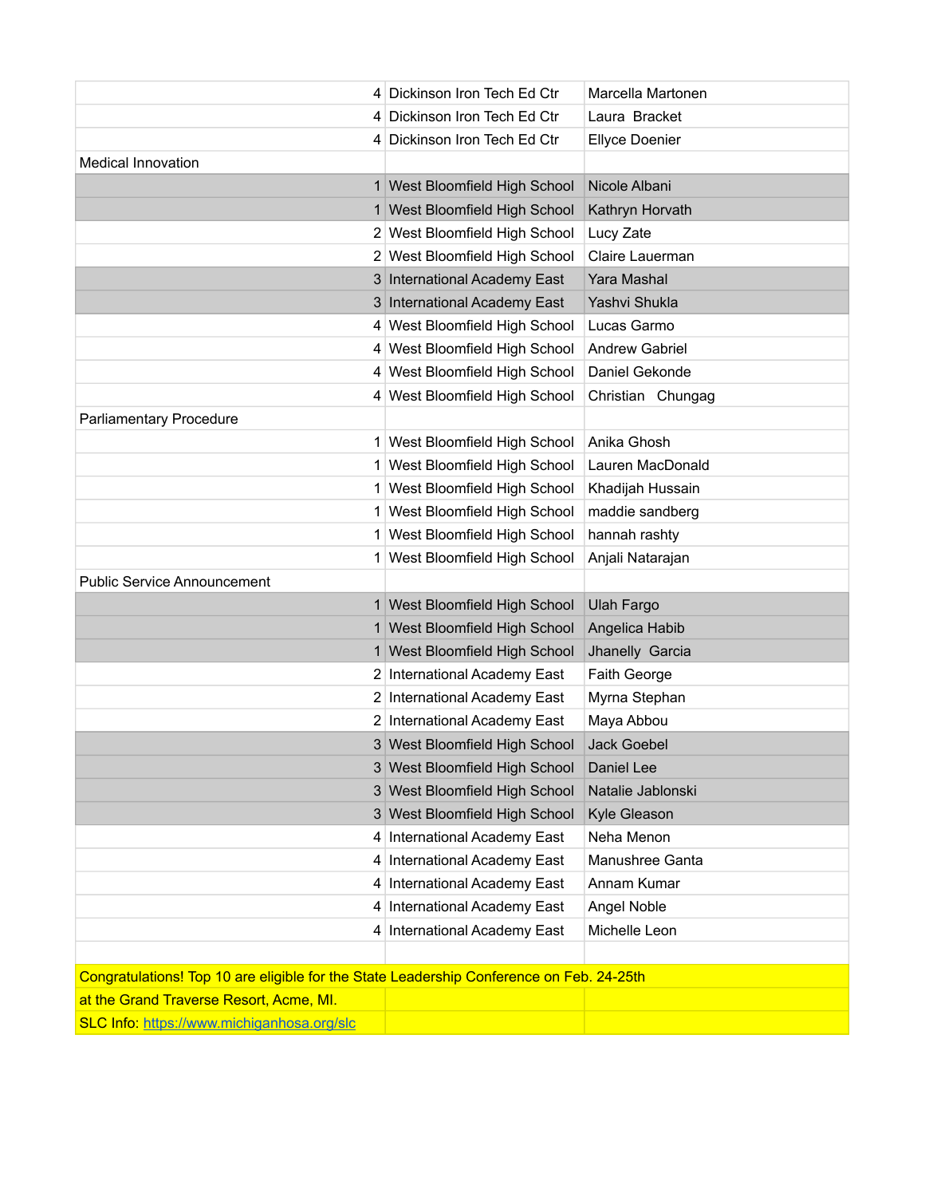| | | |
|---|---|---|
| 4 | Dickinson Iron Tech Ed Ctr | Marcella Martonen |
| 4 | Dickinson Iron Tech Ed Ctr | Laura  Bracket |
| 4 | Dickinson Iron Tech Ed Ctr | Ellyce Doenier |
| Medical Innovation | | |
| 1 | West Bloomfield High School | Nicole Albani |
| 1 | West Bloomfield High School | Kathryn Horvath |
| 2 | West Bloomfield High School | Lucy Zate |
| 2 | West Bloomfield High School | Claire Lauerman |
| 3 | International Academy East | Yara Mashal |
| 3 | International Academy East | Yashvi Shukla |
| 4 | West Bloomfield High School | Lucas Garmo |
| 4 | West Bloomfield High School | Andrew Gabriel |
| 4 | West Bloomfield High School | Daniel Gekonde |
| 4 | West Bloomfield High School | Christian   Chungag |
| Parliamentary Procedure | | |
| 1 | West Bloomfield High School | Anika Ghosh |
| 1 | West Bloomfield High School | Lauren MacDonald |
| 1 | West Bloomfield High School | Khadijah Hussain |
| 1 | West Bloomfield High School | maddie sandberg |
| 1 | West Bloomfield High School | hannah rashty |
| 1 | West Bloomfield High School | Anjali Natarajan |
| Public Service Announcement | | |
| 1 | West Bloomfield High School | Ulah Fargo |
| 1 | West Bloomfield High School | Angelica Habib |
| 1 | West Bloomfield High School | Jhanelly  Garcia |
| 2 | International Academy East | Faith George |
| 2 | International Academy East | Myrna Stephan |
| 2 | International Academy East | Maya Abbou |
| 3 | West Bloomfield High School | Jack Goebel |
| 3 | West Bloomfield High School | Daniel Lee |
| 3 | West Bloomfield High School | Natalie Jablonski |
| 3 | West Bloomfield High School | Kyle Gleason |
| 4 | International Academy East | Neha Menon |
| 4 | International Academy East | Manushree Ganta |
| 4 | International Academy East | Annam Kumar |
| 4 | International Academy East | Angel Noble |
| 4 | International Academy East | Michelle Leon |
| | | |
| Congratulations! Top 10 are eligible for the State Leadership Conference on Feb. 24-25th | | |
| at the Grand Traverse Resort, Acme, MI. | | |
| SLC Info: https://www.michiganhosa.org/slc | | |